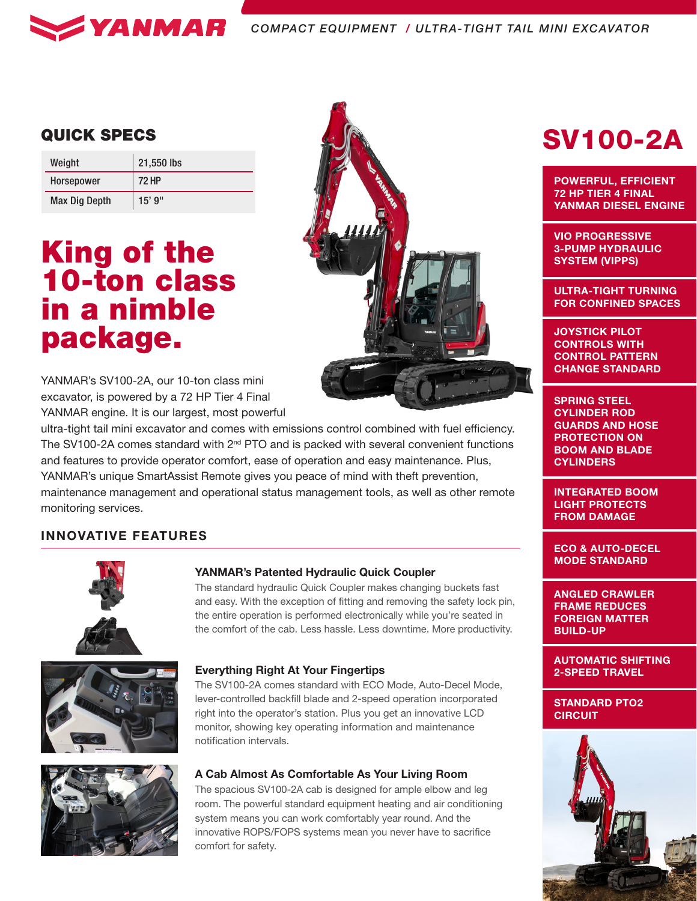# SV100-2A

## QUICK SPECS

| Weight | 21,550 lbs |
|---|---|
| Horsepower | 72 HP |
| Max Dig Depth | 15' 9" |

# King of the 10-ton class in a nimble package.

YANMAR's SV100-2A, our 10-ton class mini excavator, is powered by a 72 HP Tier 4 Final YANMAR engine. It is our largest, most powerful ultra-tight tail mini excavator and comes with emissions control combined with fuel efficiency. The SV100-2A comes standard with 2nd PTO and is packed with several convenient functions and features to provide operator comfort, ease of operation and easy maintenance. Plus, YANMAR's unique SmartAssist Remote gives you peace of mind with theft prevention, maintenance management and operational status management tools, as well as other remote monitoring services.

## INNOVATIVE FEATURES

### YANMAR's Patented Hydraulic Quick Coupler

The standard hydraulic Quick Coupler makes changing buckets fast and easy. With the exception of fitting and removing the safety lock pin, the entire operation is performed electronically while you're seated in the comfort of the cab. Less hassle. Less downtime. More productivity.

### Everything Right At Your Fingertips

The SV100-2A comes standard with ECO Mode, Auto-Decel Mode, lever-controlled backfill blade and 2-speed operation incorporated right into the operator's station. Plus you get an innovative LCD monitor, showing key operating information and maintenance notification intervals.

### A Cab Almost As Comfortable As Your Living Room

The spacious SV100-2A cab is designed for ample elbow and leg room. The powerful standard equipment heating and air conditioning system means you can work comfortably year round. And the innovative ROPS/FOPS systems mean you never have to sacrifice comfort for safety.

- **POWERFUL, EFFICIENT 72 HP TIER 4 FINAL YANMAR DIESEL ENGINE**
- **VIO PROGRESSIVE 3-PUMP HYDRAULIC SYSTEM (VIPPS)**
- **ULTRA-TIGHT TURNING FOR CONFINED SPACES**
- **JOYSTICK PILOT CONTROLS WITH CONTROL PATTERN CHANGE STANDARD**
- **SPRING STEEL CYLINDER ROD GUARDS AND HOSE PROTECTION ON BOOM AND BLADE CYLINDERS**
- **INTEGRATED BOOM LIGHT PROTECTS FROM DAMAGE**
- **ECO & AUTO-DECEL MODE STANDARD**
- **ANGLED CRAWLER FRAME REDUCES FOREIGN MATTER BUILD-UP**
- **AUTOMATIC SHIFTING 2-SPEED TRAVEL**
- **STANDARD PTO2 CIRCUIT**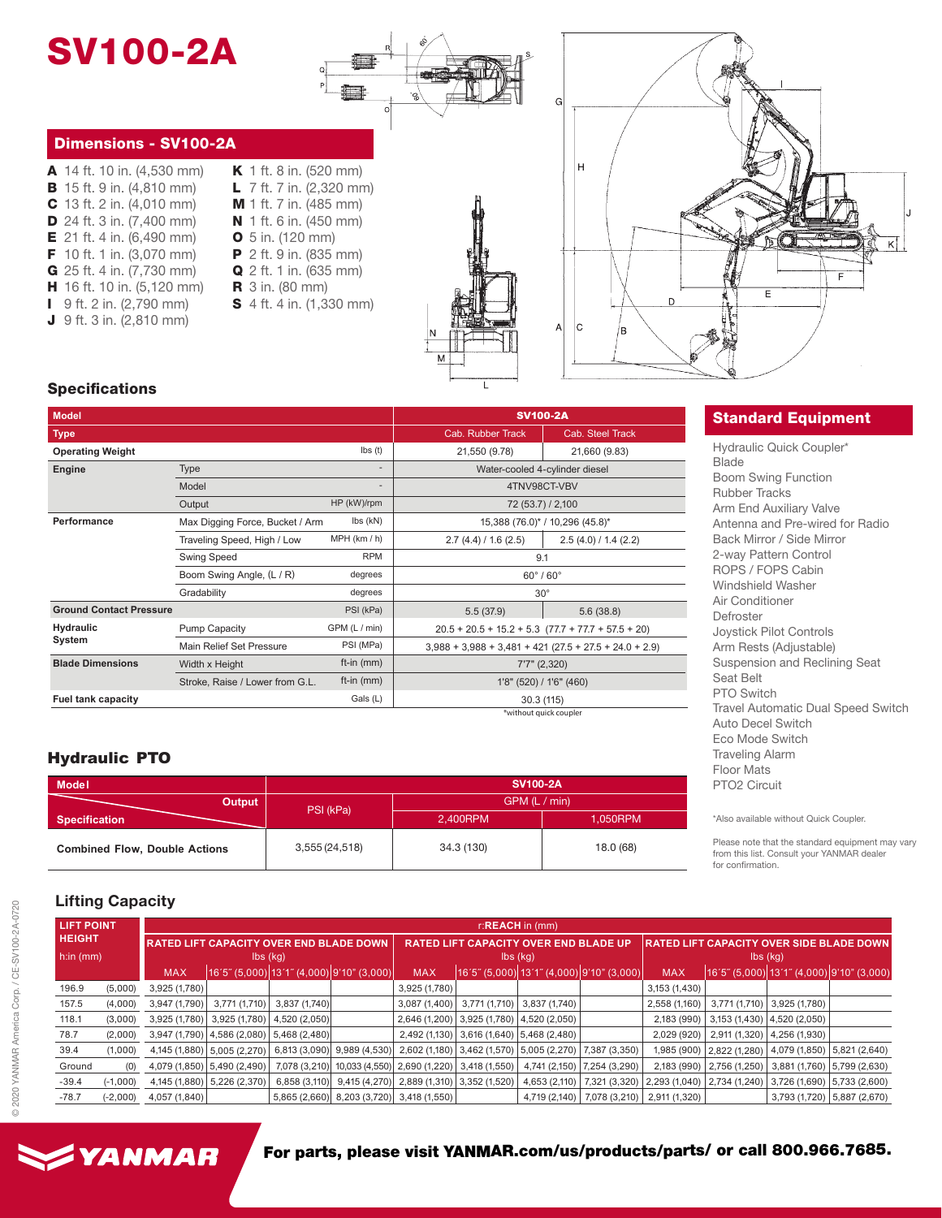# SV100-2A

## Dimensions - SV100-2A

**A** 14 ft. 10 in. (4,530 mm)
**B** 15 ft. 9 in. (4,810 mm)
**C** 13 ft. 2 in. (4,010 mm)
**D** 24 ft. 3 in. (7,400 mm)
**E** 21 ft. 4 in. (6,490 mm)
**F** 10 ft. 1 in. (3,070 mm)
**G** 25 ft. 4 in. (7,730 mm)
**H** 16 ft. 10 in. (5,120 mm)
**I** 9 ft. 2 in. (2,790 mm)
**J** 9 ft. 3 in. (2,810 mm)
**K** 1 ft. 8 in. (520 mm)
**L** 7 ft. 7 in. (2,320 mm)
**M** 1 ft. 7 in. (485 mm)
**N** 1 ft. 6 in. (450 mm)
**O** 5 in. (120 mm)
**P** 2 ft. 9 in. (835 mm)
**Q** 2 ft. 1 in. (635 mm)
**R** 3 in. (80 mm)
**S** 4 ft. 4 in. (1,330 mm)

## Specifications

| Model | | | SV100-2A | |
|---|---|---|---|---|
| **Type** | | | Cab. Rubber Track | Cab. Steel Track |
| **Operating Weight** | | lbs (t) | 21,550 (9.78) | 21,660 (9.83) |
| **Engine** | Type | - | Water-cooled 4-cylinder diesel | |
| | Model | - | 4TNV98CT-VBV | |
| | Output | HP (kW)/rpm | 72 (53.7) / 2,100 | |
| **Performance** | Max Digging Force, Bucket / Arm | lbs (kN) | 15,388 (76.0)* / 10,296 (45.8)* | |
| | Traveling Speed, High / Low | MPH (km / h) | 2.7 (4.4) / 1.6 (2.5) | 2.5 (4.0) / 1.4 (2.2) |
| | Swing Speed | RPM | 9.1 | |
| | Boom Swing Angle, (L / R) | degrees | 60° / 60° | |
| | Gradability | degrees | 30° | |
| **Ground Contact Pressure** | | PSI (kPa) | 5.5 (37.9) | 5.6 (38.8) |
| **Hydraulic System** | Pump Capacity | GPM (L / min) | 20.5 + 20.5 + 15.2 + 5.3 (77.7 + 77.7 + 57.5 + 20) | |
| | Main Relief Set Pressure | PSI (MPa) | 3,988 + 3,988 + 3,481 + 421 (27.5 + 27.5 + 24.0 + 2.9) | |
| **Blade Dimensions** | Width x Height | ft-in (mm) | 7'7" (2,320) | |
| | Stroke, Raise / Lower from G.L. | ft-in (mm) | 1'8" (520) / 1'6" (460) | |
| **Fuel tank capacity** | | Gals (L) | 30.3 (115) | |

*without quick coupler

## Standard Equipment

Hydraulic Quick Coupler*
Blade
Boom Swing Function
Rubber Tracks
Arm End Auxiliary Valve
Antenna and Pre-wired for Radio
Back Mirror / Side Mirror
2-way Pattern Control
ROPS / FOPS Cabin
Windshield Washer
Air Conditioner
Defroster
Joystick Pilot Controls
Arm Rests (Adjustable)
Suspension and Reclining Seat
Seat Belt
PTO Switch
Travel Automatic Dual Speed Switch
Auto Decel Switch
Eco Mode Switch
Traveling Alarm
Floor Mats
PTO2 Circuit

*Also available without Quick Coupler.

Please note that the standard equipment may vary from this list. Consult your YANMAR dealer for confirmation.

## Hydraulic PTO

| Model / Specification | SV100-2A | | |
|---|---|---|---|
| Output | PSI (kPa) | GPM (L / min) | |
| | | 2,400RPM | 1,050RPM |
| **Combined Flow, Double Actions** | 3,555 (24,518) | 34.3 (130) | 18.0 (68) |

## Lifting Capacity

| LIFT POINT HEIGHT h:in (mm) | | r:REACH in (mm) | | | | | | | | | | | |
|---|---|---|---|---|---|---|---|---|---|---|---|---|---|
| | | RATED LIFT CAPACITY OVER END BLADE DOWN lbs (kg) | | | | RATED LIFT CAPACITY OVER END BLADE UP lbs (kg) | | | | RATED LIFT CAPACITY OVER SIDE BLADE DOWN lbs (kg) | | | |
| | | MAX | 16´5" (5,000) | 13´1" (4,000) | 9'10" (3,000) | MAX | 16´5" (5,000) | 13´1" (4,000) | 9'10" (3,000) | MAX | 16´5" (5,000) | 13´1" (4,000) | 9'10" (3,000) |
| 196.9 | (5,000) | 3,925 (1,780) | | | | 3,925 (1,780) | | | | 3,153 (1,430) | | | |
| 157.5 | (4,000) | 3,947 (1,790) | 3,771 (1,710) | 3,837 (1,740) | | 3,087 (1,400) | 3,771 (1,710) | 3,837 (1,740) | | 2,558 (1,160) | 3,771 (1,710) | 3,925 (1,780) | |
| 118.1 | (3,000) | 3,925 (1,780) | 3,925 (1,780) | 4,520 (2,050) | | 2,646 (1,200) | 3,925 (1,780) | 4,520 (2,050) | | 2,183 (990) | 3,153 (1,430) | 4,520 (2,050) | |
| 78.7 | (2,000) | 3,947 (1,790) | 4,586 (2,080) | 5,468 (2,480) | | 2,492 (1,130) | 3,616 (1,640) | 5,468 (2,480) | | 2,029 (920) | 2,911 (1,320) | 4,256 (1,930) | |
| 39.4 | (1,000) | 4,145 (1,880) | 5,005 (2,270) | 6,813 (3,090) | 9,989 (4,530) | 2,602 (1,180) | 3,462 (1,570) | 5,005 (2,270) | 7,387 (3,350) | 1,985 (900) | 2,822 (1,280) | 4,079 (1,850) | 5,821 (2,640) |
| Ground | (0) | 4,079 (1,850) | 5,490 (2,490) | 7,078 (3,210) | 10,033 (4,550) | 2,690 (1,220) | 3,418 (1,550) | 4,741 (2,150) | 7,254 (3,290) | 2,183 (990) | 2,756 (1,250) | 3,881 (1,760) | 5,799 (2,630) |
| -39.4 | (-1,000) | 4,145 (1,880) | 5,226 (2,370) | 6,858 (3,110) | 9,415 (4,270) | 2,889 (1,310) | 3,352 (1,520) | 4,653 (2,110) | 7,321 (3,320) | 2,293 (1,040) | 2,734 (1,240) | 3,726 (1,690) | 5,733 (2,600) |
| -78.7 | (-2,000) | 4,057 (1,840) | | 5,865 (2,660) | 8,203 (3,720) | 3,418 (1,550) | | 4,719 (2,140) | 7,078 (3,210) | 2,911 (1,320) | | 3,793 (1,720) | 5,887 (2,670) |

© 2020 YANMAR America Corp. / CE-SV100-2A-0720

YANMAR

**For parts, please visit YANMAR.com/us/products/parts/ or call 800.966.7685.**